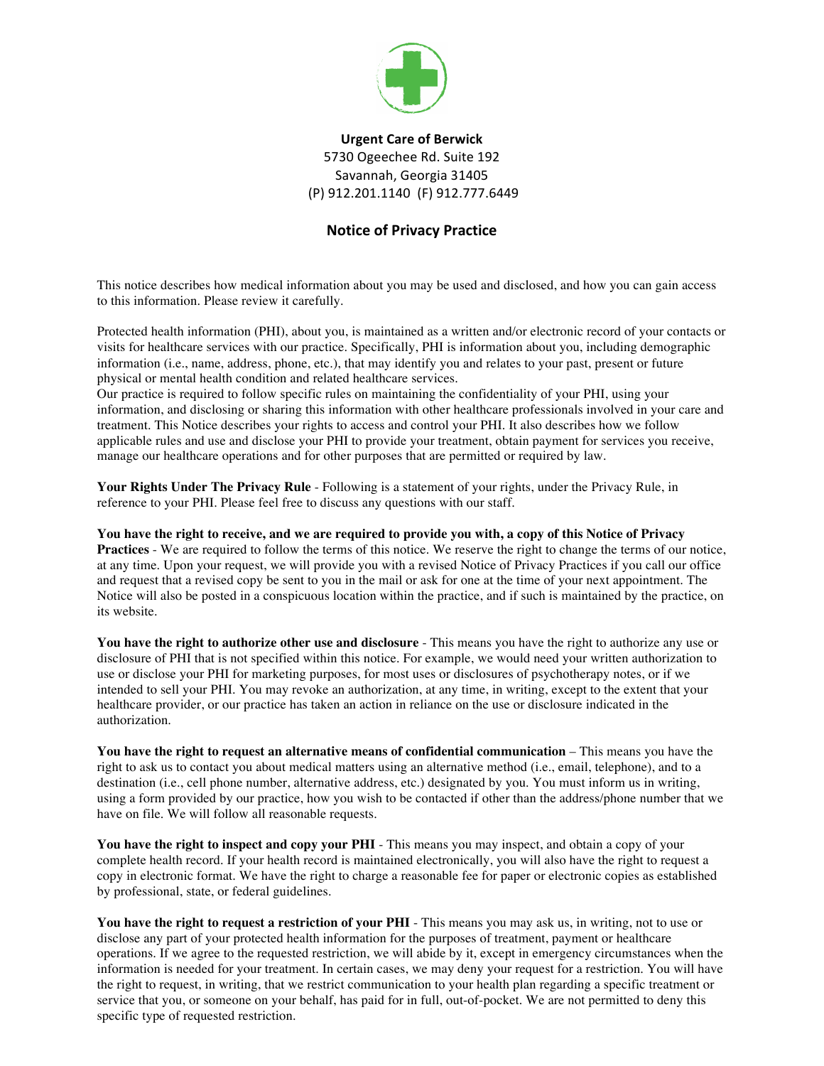**Urgent Care of Berwick**
5730 Ogeechee Rd. Suite 192
Savannah, Georgia 31405
(P) 912.201.1140 (F) 912.777.6449

# Notice of Privacy Practice

This notice describes how medical information about you may be used and disclosed, and how you can gain access to this information. Please review it carefully.

Protected health information (PHI), about you, is maintained as a written and/or electronic record of your contacts or visits for healthcare services with our practice. Specifically, PHI is information about you, including demographic information (i.e., name, address, phone, etc.), that may identify you and relates to your past, present or future physical or mental health condition and related healthcare services.
Our practice is required to follow specific rules on maintaining the confidentiality of your PHI, using your information, and disclosing or sharing this information with other healthcare professionals involved in your care and treatment. This Notice describes your rights to access and control your PHI. It also describes how we follow applicable rules and use and disclose your PHI to provide your treatment, obtain payment for services you receive, manage our healthcare operations and for other purposes that are permitted or required by law.

**Your Rights Under The Privacy Rule** - Following is a statement of your rights, under the Privacy Rule, in reference to your PHI. Please feel free to discuss any questions with our staff.

**You have the right to receive, and we are required to provide you with, a copy of this Notice of Privacy Practices** - We are required to follow the terms of this notice. We reserve the right to change the terms of our notice, at any time. Upon your request, we will provide you with a revised Notice of Privacy Practices if you call our office and request that a revised copy be sent to you in the mail or ask for one at the time of your next appointment. The Notice will also be posted in a conspicuous location within the practice, and if such is maintained by the practice, on its website.

**You have the right to authorize other use and disclosure** - This means you have the right to authorize any use or disclosure of PHI that is not specified within this notice. For example, we would need your written authorization to use or disclose your PHI for marketing purposes, for most uses or disclosures of psychotherapy notes, or if we intended to sell your PHI. You may revoke an authorization, at any time, in writing, except to the extent that your healthcare provider, or our practice has taken an action in reliance on the use or disclosure indicated in the authorization.

**You have the right to request an alternative means of confidential communication** – This means you have the right to ask us to contact you about medical matters using an alternative method (i.e., email, telephone), and to a destination (i.e., cell phone number, alternative address, etc.) designated by you. You must inform us in writing, using a form provided by our practice, how you wish to be contacted if other than the address/phone number that we have on file. We will follow all reasonable requests.

**You have the right to inspect and copy your PHI** - This means you may inspect, and obtain a copy of your complete health record. If your health record is maintained electronically, you will also have the right to request a copy in electronic format. We have the right to charge a reasonable fee for paper or electronic copies as established by professional, state, or federal guidelines.

**You have the right to request a restriction of your PHI** - This means you may ask us, in writing, not to use or disclose any part of your protected health information for the purposes of treatment, payment or healthcare operations. If we agree to the requested restriction, we will abide by it, except in emergency circumstances when the information is needed for your treatment. In certain cases, we may deny your request for a restriction. You will have the right to request, in writing, that we restrict communication to your health plan regarding a specific treatment or service that you, or someone on your behalf, has paid for in full, out-of-pocket. We are not permitted to deny this specific type of requested restriction.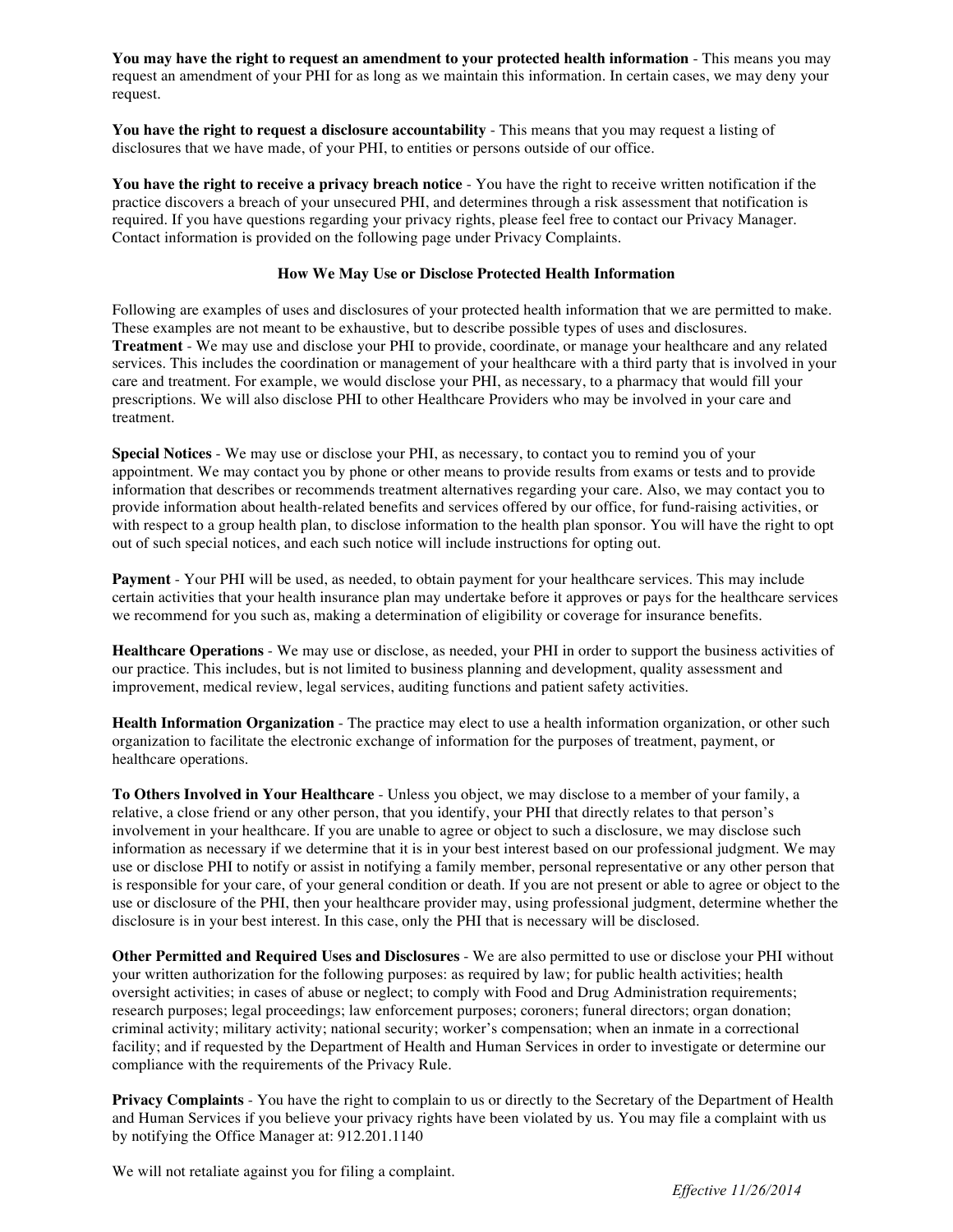**You may have the right to request an amendment to your protected health information** - This means you may request an amendment of your PHI for as long as we maintain this information. In certain cases, we may deny your request.

**You have the right to request a disclosure accountability** - This means that you may request a listing of disclosures that we have made, of your PHI, to entities or persons outside of our office.

**You have the right to receive a privacy breach notice** - You have the right to receive written notification if the practice discovers a breach of your unsecured PHI, and determines through a risk assessment that notification is required. If you have questions regarding your privacy rights, please feel free to contact our Privacy Manager. Contact information is provided on the following page under Privacy Complaints.

## How We May Use or Disclose Protected Health Information

Following are examples of uses and disclosures of your protected health information that we are permitted to make. These examples are not meant to be exhaustive, but to describe possible types of uses and disclosures.
**Treatment** - We may use and disclose your PHI to provide, coordinate, or manage your healthcare and any related services. This includes the coordination or management of your healthcare with a third party that is involved in your care and treatment. For example, we would disclose your PHI, as necessary, to a pharmacy that would fill your prescriptions. We will also disclose PHI to other Healthcare Providers who may be involved in your care and treatment.

**Special Notices** - We may use or disclose your PHI, as necessary, to contact you to remind you of your appointment. We may contact you by phone or other means to provide results from exams or tests and to provide information that describes or recommends treatment alternatives regarding your care. Also, we may contact you to provide information about health-related benefits and services offered by our office, for fund-raising activities, or with respect to a group health plan, to disclose information to the health plan sponsor. You will have the right to opt out of such special notices, and each such notice will include instructions for opting out.

**Payment** - Your PHI will be used, as needed, to obtain payment for your healthcare services. This may include certain activities that your health insurance plan may undertake before it approves or pays for the healthcare services we recommend for you such as, making a determination of eligibility or coverage for insurance benefits.

**Healthcare Operations** - We may use or disclose, as needed, your PHI in order to support the business activities of our practice. This includes, but is not limited to business planning and development, quality assessment and improvement, medical review, legal services, auditing functions and patient safety activities.

**Health Information Organization** - The practice may elect to use a health information organization, or other such organization to facilitate the electronic exchange of information for the purposes of treatment, payment, or healthcare operations.

**To Others Involved in Your Healthcare** - Unless you object, we may disclose to a member of your family, a relative, a close friend or any other person, that you identify, your PHI that directly relates to that person's involvement in your healthcare. If you are unable to agree or object to such a disclosure, we may disclose such information as necessary if we determine that it is in your best interest based on our professional judgment. We may use or disclose PHI to notify or assist in notifying a family member, personal representative or any other person that is responsible for your care, of your general condition or death. If you are not present or able to agree or object to the use or disclosure of the PHI, then your healthcare provider may, using professional judgment, determine whether the disclosure is in your best interest. In this case, only the PHI that is necessary will be disclosed.

**Other Permitted and Required Uses and Disclosures** - We are also permitted to use or disclose your PHI without your written authorization for the following purposes: as required by law; for public health activities; health oversight activities; in cases of abuse or neglect; to comply with Food and Drug Administration requirements; research purposes; legal proceedings; law enforcement purposes; coroners; funeral directors; organ donation; criminal activity; military activity; national security; worker's compensation; when an inmate in a correctional facility; and if requested by the Department of Health and Human Services in order to investigate or determine our compliance with the requirements of the Privacy Rule.

**Privacy Complaints** - You have the right to complain to us or directly to the Secretary of the Department of Health and Human Services if you believe your privacy rights have been violated by us. You may file a complaint with us by notifying the Office Manager at: 912.201.1140

We will not retaliate against you for filing a complaint.

*Effective 11/26/2014*